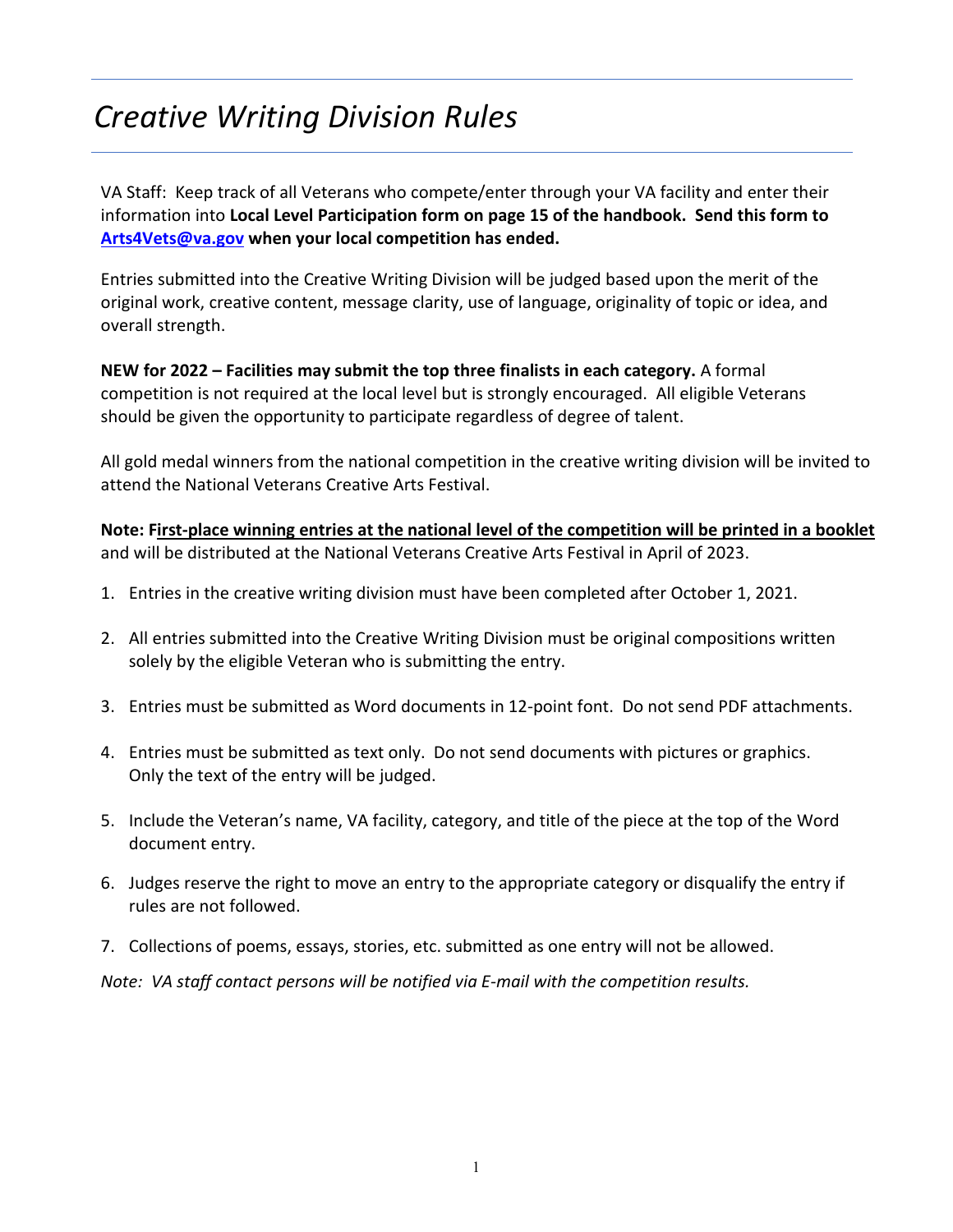# *Creative Writing Division Rules*

VA Staff: Keep track of all Veterans who compete/enter through your VA facility and enter their information into **Local Level Participation form on page 15 of the handbook. Send this form to [Arts4Vets@va.gov](mailto:Arts4Vets@va.gov) when your local competition has ended.**

Entries submitted into the Creative Writing Division will be judged based upon the merit of the original work, creative content, message clarity, use of language, originality of topic or idea, and overall strength.

**NEW for 2022 – Facilities may submit the top three finalists in each category.** A formal competition is not required at the local level but is strongly encouraged. All eligible Veterans should be given the opportunity to participate regardless of degree of talent.

All gold medal winners from the national competition in the creative writing division will be invited to attend the National Veterans Creative Arts Festival.

**Note: First-place winning entries at the national level of the competition will be printed in a booklet** and will be distributed at the National Veterans Creative Arts Festival in April of 2023.

1. Entries in the creative writing division must have been completed after October 1, 2021.
2. All entries submitted into the Creative Writing Division must be original compositions written solely by the eligible Veteran who is submitting the entry.
3. Entries must be submitted as Word documents in 12-point font. Do not send PDF attachments.
4. Entries must be submitted as text only. Do not send documents with pictures or graphics. Only the text of the entry will be judged.
5. Include the Veteran's name, VA facility, category, and title of the piece at the top of the Word document entry.
6. Judges reserve the right to move an entry to the appropriate category or disqualify the entry if rules are not followed.
7. Collections of poems, essays, stories, etc. submitted as one entry will not be allowed.

*Note: VA staff contact persons will be notified via E-mail with the competition results.*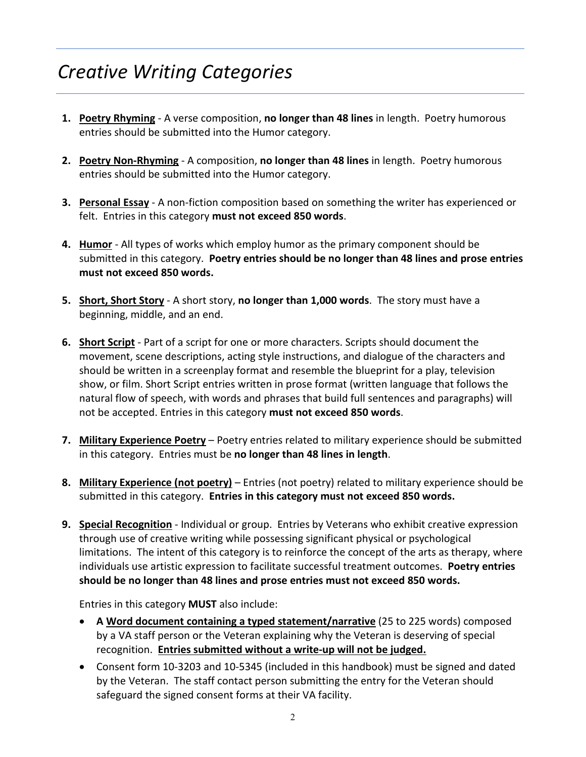# *Creative Writing Categories*

1. **Poetry Rhyming** - A verse composition, **no longer than 48 lines** in length. Poetry humorous entries should be submitted into the Humor category.

2. **Poetry Non-Rhyming** - A composition, **no longer than 48 lines** in length. Poetry humorous entries should be submitted into the Humor category.

3. **Personal Essay** - A non-fiction composition based on something the writer has experienced or felt. Entries in this category **must not exceed 850 words**.

4. **Humor** - All types of works which employ humor as the primary component should be submitted in this category. **Poetry entries should be no longer than 48 lines and prose entries must not exceed 850 words.**

5. **Short, Short Story** - A short story, **no longer than 1,000 words**. The story must have a beginning, middle, and an end.

6. **Short Script** - Part of a script for one or more characters. Scripts should document the movement, scene descriptions, acting style instructions, and dialogue of the characters and should be written in a screenplay format and resemble the blueprint for a play, television show, or film. Short Script entries written in prose format (written language that follows the natural flow of speech, with words and phrases that build full sentences and paragraphs) will not be accepted. Entries in this category **must not exceed 850 words**.

7. **Military Experience Poetry** – Poetry entries related to military experience should be submitted in this category. Entries must be **no longer than 48 lines in length**.

8. **Military Experience (not poetry)** – Entries (not poetry) related to military experience should be submitted in this category. **Entries in this category must not exceed 850 words.**

9. **Special Recognition** - Individual or group. Entries by Veterans who exhibit creative expression through use of creative writing while possessing significant physical or psychological limitations. The intent of this category is to reinforce the concept of the arts as therapy, where individuals use artistic expression to facilitate successful treatment outcomes. **Poetry entries should be no longer than 48 lines and prose entries must not exceed 850 words.**

   Entries in this category **MUST** also include:

   - **A Word document containing a typed statement/narrative** (25 to 225 words) composed by a VA staff person or the Veteran explaining why the Veteran is deserving of special recognition. **Entries submitted without a write-up will not be judged.**
   - Consent form 10-3203 and 10-5345 (included in this handbook) must be signed and dated by the Veteran. The staff contact person submitting the entry for the Veteran should safeguard the signed consent forms at their VA facility.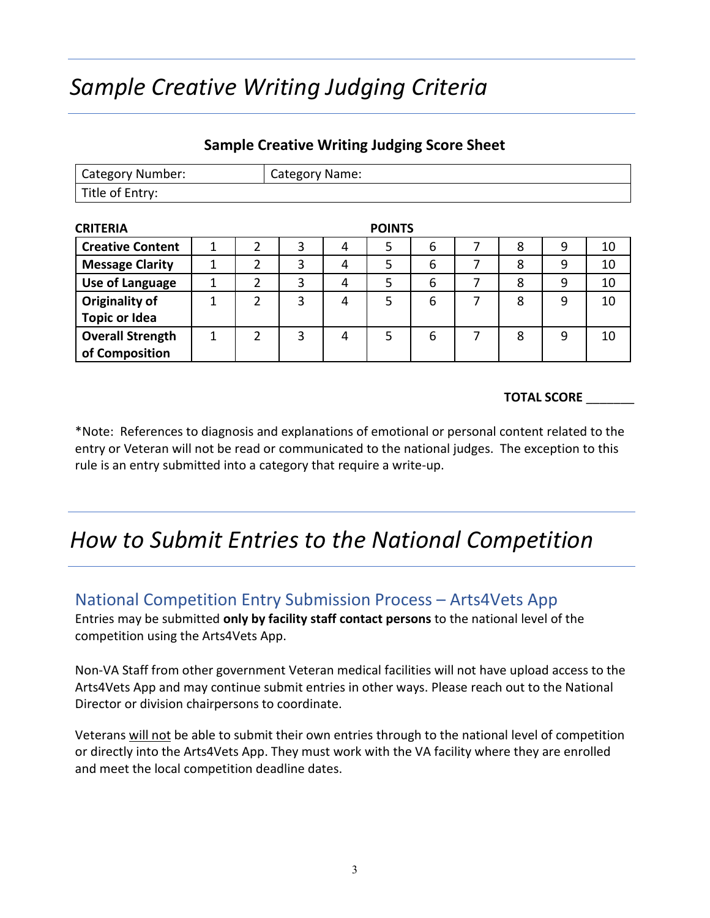# *Sample Creative Writing Judging Criteria*

### Sample Creative Writing Judging Score Sheet

| Category Number: | Category Name: |
|---|---|
| Title of Entry: | |

| CRITERIA | | | | | POINTS | | | | | |
|---|---|---|---|---|---|---|---|---|---|---|
| **Creative Content** | 1 | 2 | 3 | 4 | 5 | 6 | 7 | 8 | 9 | 10 |
| **Message Clarity** | 1 | 2 | 3 | 4 | 5 | 6 | 7 | 8 | 9 | 10 |
| **Use of Language** | 1 | 2 | 3 | 4 | 5 | 6 | 7 | 8 | 9 | 10 |
| **Originality of Topic or Idea** | 1 | 2 | 3 | 4 | 5 | 6 | 7 | 8 | 9 | 10 |
| **Overall Strength of Composition** | 1 | 2 | 3 | 4 | 5 | 6 | 7 | 8 | 9 | 10 |

**TOTAL SCORE** _______

*Note: References to diagnosis and explanations of emotional or personal content related to the entry or Veteran will not be read or communicated to the national judges. The exception to this rule is an entry submitted into a category that require a write-up.

# *How to Submit Entries to the National Competition*

## National Competition Entry Submission Process – Arts4Vets App

Entries may be submitted **only by facility staff contact persons** to the national level of the competition using the Arts4Vets App.

Non-VA Staff from other government Veteran medical facilities will not have upload access to the Arts4Vets App and may continue submit entries in other ways. Please reach out to the National Director or division chairpersons to coordinate.

Veterans <u>will not</u> be able to submit their own entries through to the national level of competition or directly into the Arts4Vets App. They must work with the VA facility where they are enrolled and meet the local competition deadline dates.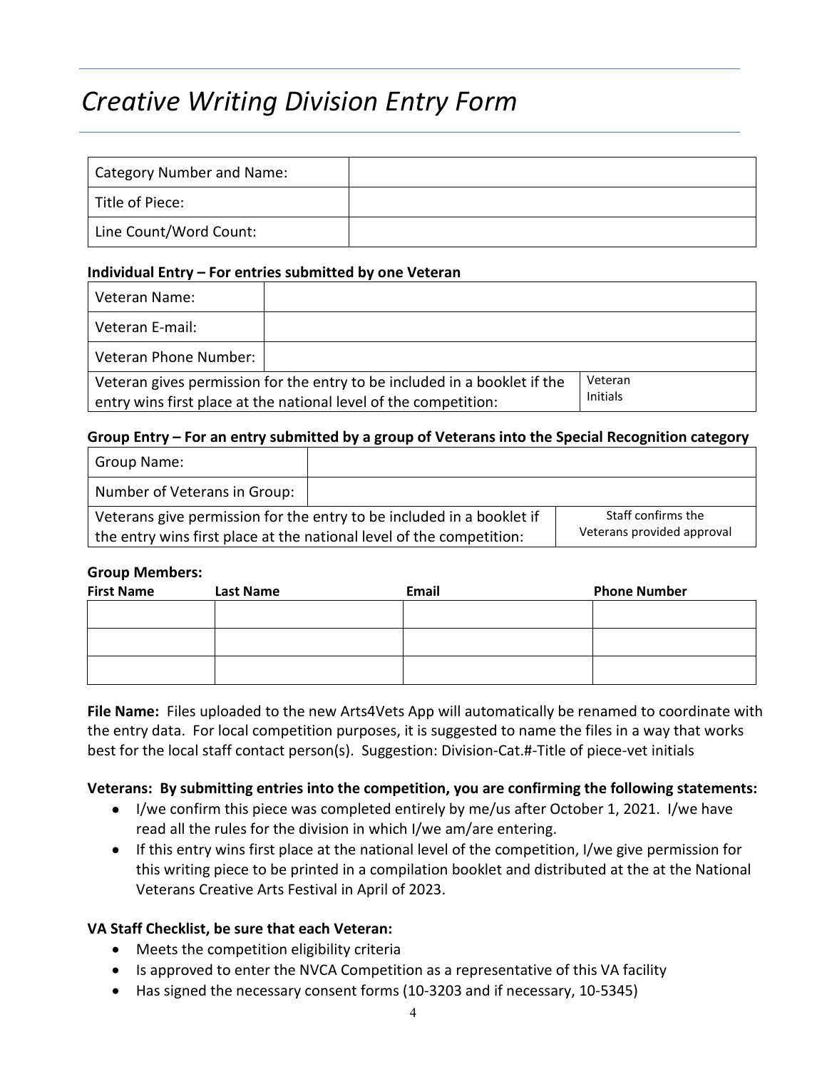# *Creative Writing Division Entry Form*

| Category Number and Name: | |
|---|---|
| Title of Piece: | |
| Line Count/Word Count: | |

**Individual Entry – For entries submitted by one Veteran**

| Veteran Name: | | |
|---|---|---|
| Veteran E-mail: | | |
| Veteran Phone Number: | | |
| Veteran gives permission for the entry to be included in a booklet if the entry wins first place at the national level of the competition: | | Veteran Initials |

**Group Entry – For an entry submitted by a group of Veterans into the Special Recognition category**

| Group Name: | | |
|---|---|---|
| Number of Veterans in Group: | | |
| Veterans give permission for the entry to be included in a booklet if the entry wins first place at the national level of the competition: | | Staff confirms the Veterans provided approval |

**Group Members:**

| First Name | Last Name | Email | Phone Number |
|---|---|---|---|
| | | | |
| | | | |
| | | | |

**File Name:** Files uploaded to the new Arts4Vets App will automatically be renamed to coordinate with the entry data. For local competition purposes, it is suggested to name the files in a way that works best for the local staff contact person(s). Suggestion: Division-Cat.#-Title of piece-vet initials

**Veterans: By submitting entries into the competition, you are confirming the following statements:**

- I/we confirm this piece was completed entirely by me/us after October 1, 2021. I/we have read all the rules for the division in which I/we am/are entering.
- If this entry wins first place at the national level of the competition, I/we give permission for this writing piece to be printed in a compilation booklet and distributed at the at the National Veterans Creative Arts Festival in April of 2023.

**VA Staff Checklist, be sure that each Veteran:**

- Meets the competition eligibility criteria
- Is approved to enter the NVCA Competition as a representative of this VA facility
- Has signed the necessary consent forms (10-3203 and if necessary, 10-5345)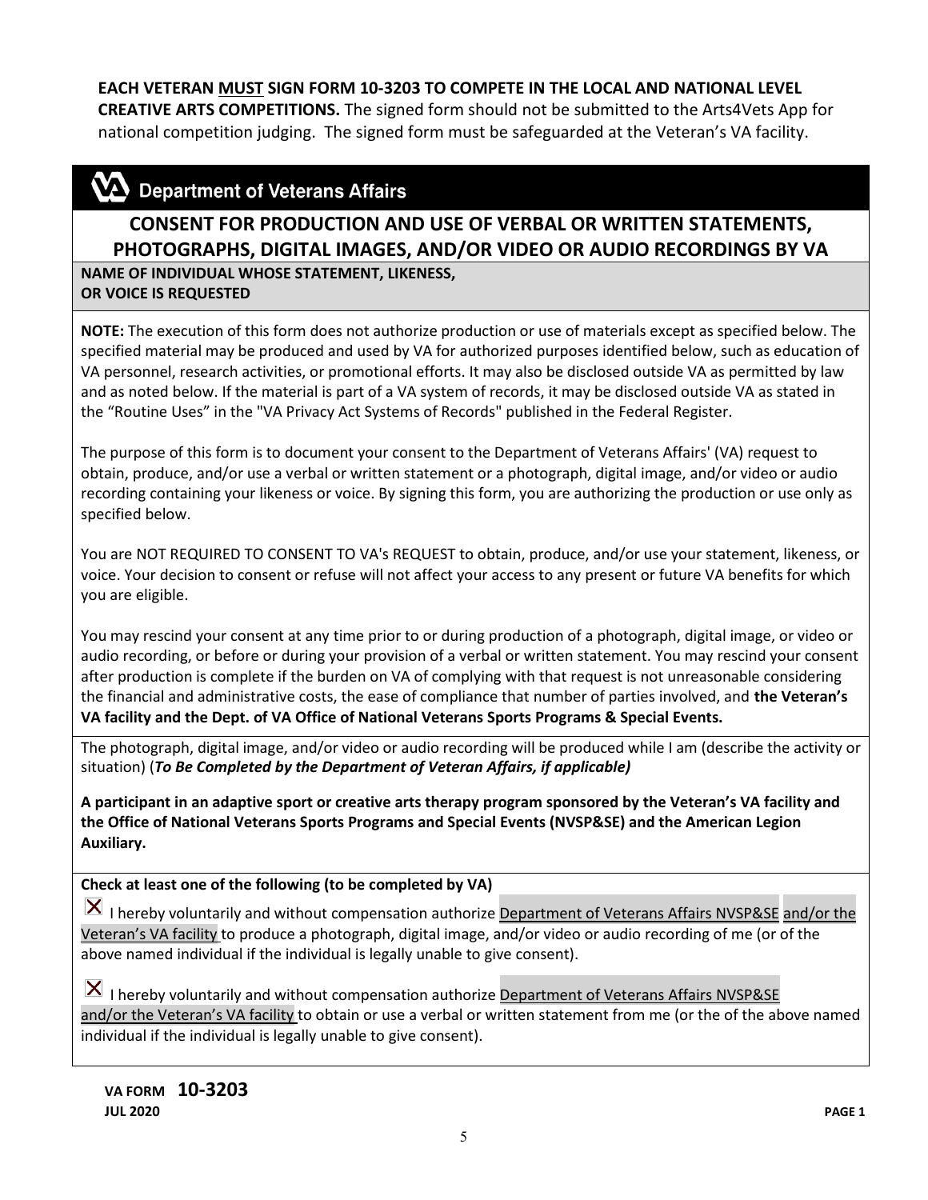**EACH VETERAN MUST SIGN FORM 10-3203 TO COMPETE IN THE LOCAL AND NATIONAL LEVEL CREATIVE ARTS COMPETITIONS.** The signed form should not be submitted to the Arts4Vets App for national competition judging. The signed form must be safeguarded at the Veteran's VA facility.

**Department of Veterans Affairs**

## CONSENT FOR PRODUCTION AND USE OF VERBAL OR WRITTEN STATEMENTS, PHOTOGRAPHS, DIGITAL IMAGES, AND/OR VIDEO OR AUDIO RECORDINGS BY VA

**NAME OF INDIVIDUAL WHOSE STATEMENT, LIKENESS, OR VOICE IS REQUESTED**

**NOTE:** The execution of this form does not authorize production or use of materials except as specified below. The specified material may be produced and used by VA for authorized purposes identified below, such as education of VA personnel, research activities, or promotional efforts. It may also be disclosed outside VA as permitted by law and as noted below. If the material is part of a VA system of records, it may be disclosed outside VA as stated in the "Routine Uses" in the "VA Privacy Act Systems of Records" published in the Federal Register.

The purpose of this form is to document your consent to the Department of Veterans Affairs' (VA) request to obtain, produce, and/or use a verbal or written statement or a photograph, digital image, and/or video or audio recording containing your likeness or voice. By signing this form, you are authorizing the production or use only as specified below.

You are NOT REQUIRED TO CONSENT TO VA's REQUEST to obtain, produce, and/or use your statement, likeness, or voice. Your decision to consent or refuse will not affect your access to any present or future VA benefits for which you are eligible.

You may rescind your consent at any time prior to or during production of a photograph, digital image, or video or audio recording, or before or during your provision of a verbal or written statement. You may rescind your consent after production is complete if the burden on VA of complying with that request is not unreasonable considering the financial and administrative costs, the ease of compliance that number of parties involved, and **the Veteran's VA facility and the Dept. of VA Office of National Veterans Sports Programs & Special Events.**

The photograph, digital image, and/or video or audio recording will be produced while I am (describe the activity or situation) (***To Be Completed by the Department of Veteran Affairs, if applicable)***

**A participant in an adaptive sport or creative arts therapy program sponsored by the Veteran's VA facility and the Office of National Veterans Sports Programs and Special Events (NVSP&SE) and the American Legion Auxiliary.**

**Check at least one of the following (to be completed by VA)**

☒ I hereby voluntarily and without compensation authorize Department of Veterans Affairs NVSP&SE and/or the Veteran's VA facility to produce a photograph, digital image, and/or video or audio recording of me (or of the above named individual if the individual is legally unable to give consent).

☒ I hereby voluntarily and without compensation authorize Department of Veterans Affairs NVSP&SE and/or the Veteran's VA facility to obtain or use a verbal or written statement from me (or the of the above named individual if the individual is legally unable to give consent).

**VA FORM 10-3203**
**JUL 2020**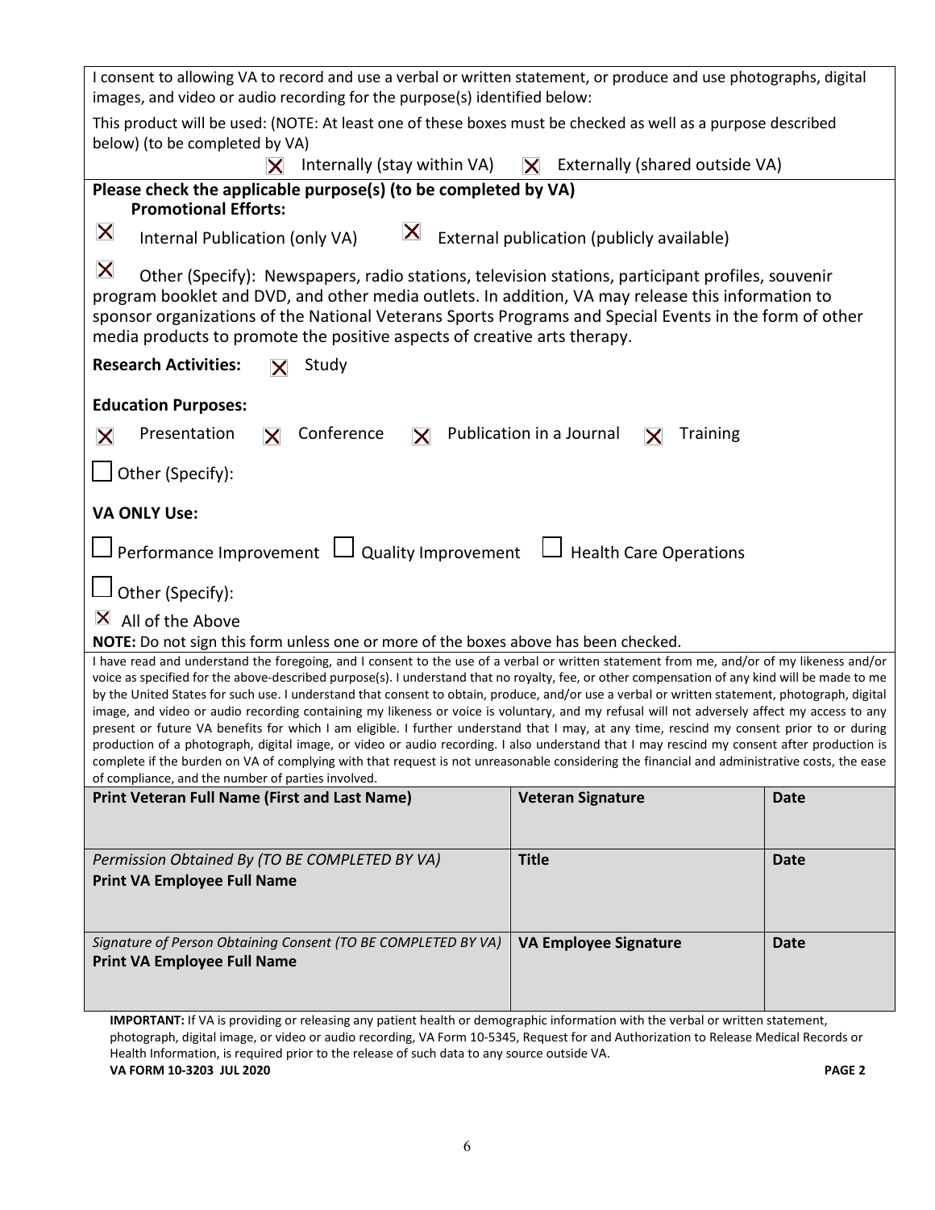I consent to allowing VA to record and use a verbal or written statement, or produce and use photographs, digital images, and video or audio recording for the purpose(s) identified below:

This product will be used: (NOTE: At least one of these boxes must be checked as well as a purpose described below) (to be completed by VA)

☒ Internally (stay within VA) ☒ Externally (shared outside VA)

**Please check the applicable purpose(s) (to be completed by VA)**

**Promotional Efforts:**

☒ Internal Publication (only VA) ☒ External publication (publicly available)

☒ Other (Specify): Newspapers, radio stations, television stations, participant profiles, souvenir program booklet and DVD, and other media outlets. In addition, VA may release this information to sponsor organizations of the National Veterans Sports Programs and Special Events in the form of other media products to promote the positive aspects of creative arts therapy.

**Research Activities:** ☒ Study

**Education Purposes:**

☒ Presentation ☒ Conference ☒ Publication in a Journal ☒ Training

☐ Other (Specify):

**VA ONLY Use:**

☐ Performance Improvement ☐ Quality Improvement ☐ Health Care Operations

☐ Other (Specify):

☒ All of the Above

**NOTE:** Do not sign this form unless one or more of the boxes above has been checked.

I have read and understand the foregoing, and I consent to the use of a verbal or written statement from me, and/or of my likeness and/or voice as specified for the above-described purpose(s). I understand that no royalty, fee, or other compensation of any kind will be made to me by the United States for such use. I understand that consent to obtain, produce, and/or use a verbal or written statement, photograph, digital image, and video or audio recording containing my likeness or voice is voluntary, and my refusal will not adversely affect my access to any present or future VA benefits for which I am eligible. I further understand that I may, at any time, rescind my consent prior to or during production of a photograph, digital image, or video or audio recording. I also understand that I may rescind my consent after production is complete if the burden on VA of complying with that request is not unreasonable considering the financial and administrative costs, the ease of compliance, and the number of parties involved.

| **Print Veteran Full Name (First and Last Name)** | **Veteran Signature** | **Date** |
|---|---|---|
| *Permission Obtained By (TO BE COMPLETED BY VA)* **Print VA Employee Full Name** | **Title** | **Date** |
| *Signature of Person Obtaining Consent (TO BE COMPLETED BY VA)* **Print VA Employee Full Name** | **VA Employee Signature** | **Date** |

**IMPORTANT:** If VA is providing or releasing any patient health or demographic information with the verbal or written statement, photograph, digital image, or video or audio recording, VA Form 10-5345, Request for and Authorization to Release Medical Records or Health Information, is required prior to the release of such data to any source outside VA.

**VA FORM 10-3203 JUL 2020** **PAGE 2**